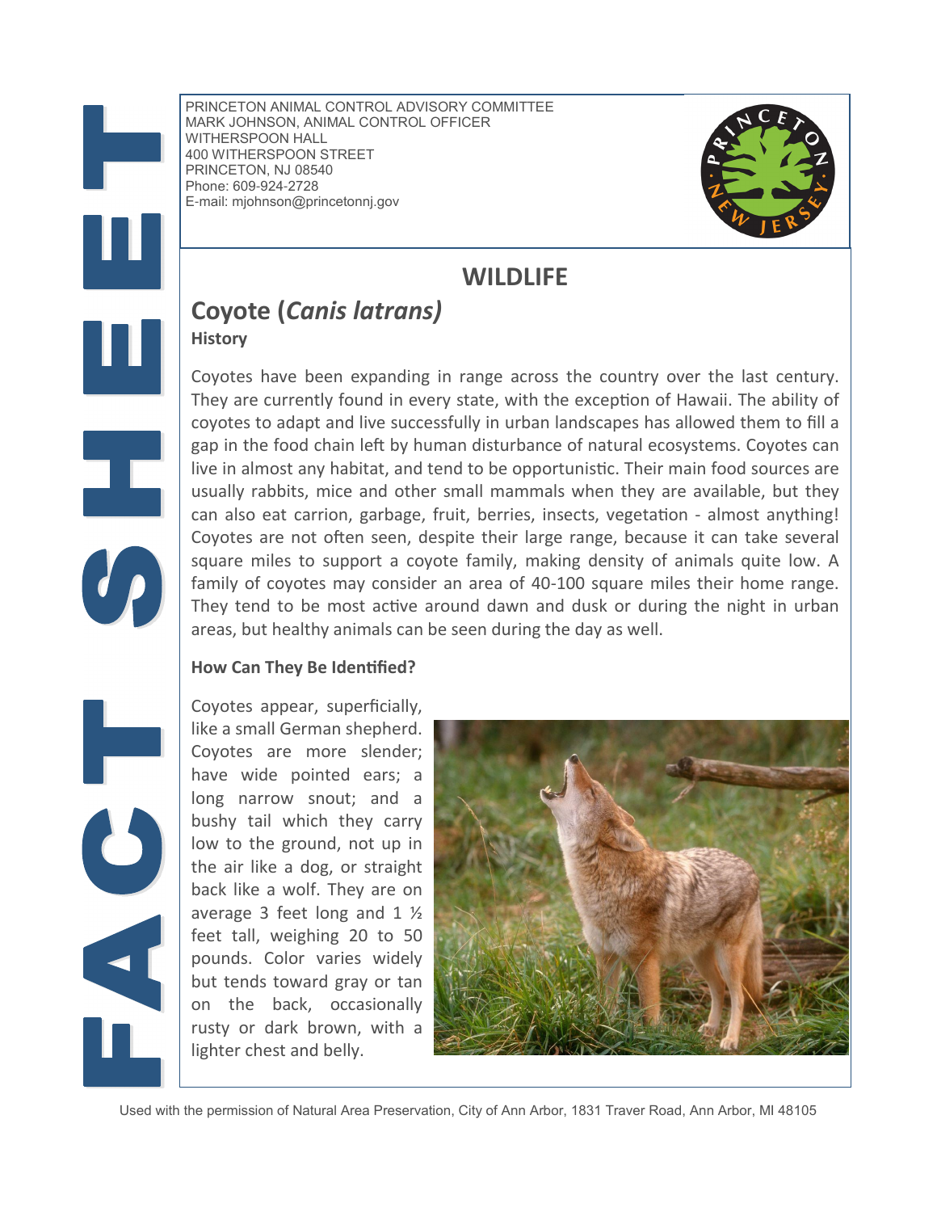FACT SHEET

PRINCETON ANIMAL CONTROL ADVISORY COMMITTEE
MARK JOHNSON, ANIMAL CONTROL OFFICER
WITHERSPOON HALL
400 WITHERSPOON STREET
PRINCETON, NJ 08540
Phone: 609-924-2728
E-mail: mjohnson@princetonnj.gov

# WILDLIFE

## Coyote (*Canis latrans)*

### History

Coyotes have been expanding in range across the country over the last century. They are currently found in every state, with the exception of Hawaii. The ability of coyotes to adapt and live successfully in urban landscapes has allowed them to fill a gap in the food chain left by human disturbance of natural ecosystems. Coyotes can live in almost any habitat, and tend to be opportunistic. Their main food sources are usually rabbits, mice and other small mammals when they are available, but they can also eat carrion, garbage, fruit, berries, insects, vegetation - almost anything! Coyotes are not often seen, despite their large range, because it can take several square miles to support a coyote family, making density of animals quite low. A family of coyotes may consider an area of 40-100 square miles their home range. They tend to be most active around dawn and dusk or during the night in urban areas, but healthy animals can be seen during the day as well.

### How Can They Be Identified?

Coyotes appear, superficially, like a small German shepherd. Coyotes are more slender; have wide pointed ears; a long narrow snout; and a bushy tail which they carry low to the ground, not up in the air like a dog, or straight back like a wolf. They are on average 3 feet long and 1 ½ feet tall, weighing 20 to 50 pounds. Color varies widely but tends toward gray or tan on the back, occasionally rusty or dark brown, with a lighter chest and belly.

Used with the permission of Natural Area Preservation, City of Ann Arbor, 1831 Traver Road, Ann Arbor, MI 48105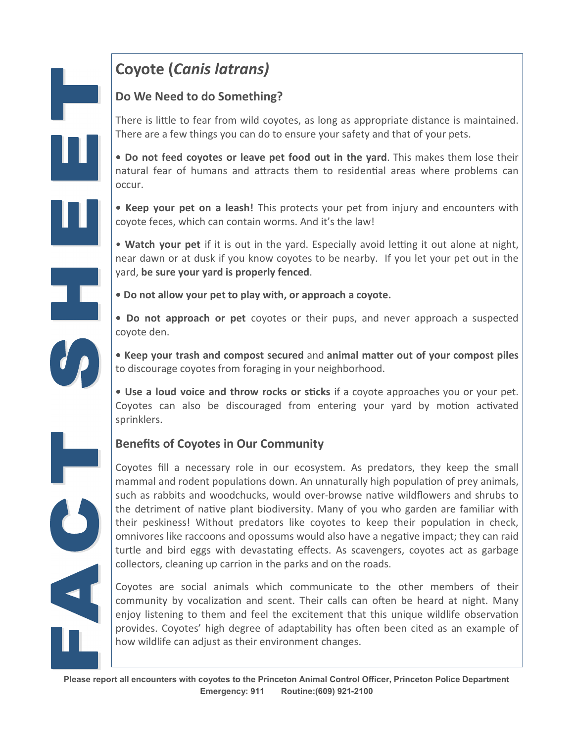FACT SHEET

# Coyote (*Canis latrans)*

## Do We Need to do Something?

There is little to fear from wild coyotes, as long as appropriate distance is maintained. There are a few things you can do to ensure your safety and that of your pets.

- **Do not feed coyotes or leave pet food out in the yard**. This makes them lose their natural fear of humans and attracts them to residential areas where problems can occur.

- **Keep your pet on a leash!** This protects your pet from injury and encounters with coyote feces, which can contain worms. And it's the law!

- **Watch your pet** if it is out in the yard. Especially avoid letting it out alone at night, near dawn or at dusk if you know coyotes to be nearby. If you let your pet out in the yard, **be sure your yard is properly fenced**.

- **Do not allow your pet to play with, or approach a coyote.**

- **Do not approach or pet** coyotes or their pups, and never approach a suspected coyote den.

- **Keep your trash and compost secured** and **animal matter out of your compost piles** to discourage coyotes from foraging in your neighborhood.

- **Use a loud voice and throw rocks or sticks** if a coyote approaches you or your pet. Coyotes can also be discouraged from entering your yard by motion activated sprinklers.

## Benefits of Coyotes in Our Community

Coyotes fill a necessary role in our ecosystem. As predators, they keep the small mammal and rodent populations down. An unnaturally high population of prey animals, such as rabbits and woodchucks, would over-browse native wildflowers and shrubs to the detriment of native plant biodiversity. Many of you who garden are familiar with their peskiness! Without predators like coyotes to keep their population in check, omnivores like raccoons and opossums would also have a negative impact; they can raid turtle and bird eggs with devastating effects. As scavengers, coyotes act as garbage collectors, cleaning up carrion in the parks and on the roads.

Coyotes are social animals which communicate to the other members of their community by vocalization and scent. Their calls can often be heard at night. Many enjoy listening to them and feel the excitement that this unique wildlife observation provides. Coyotes' high degree of adaptability has often been cited as an example of how wildlife can adjust as their environment changes.

**Please report all encounters with coyotes to the Princeton Animal Control Officer, Princeton Police Department**
**Emergency: 911 Routine:(609) 921-2100**